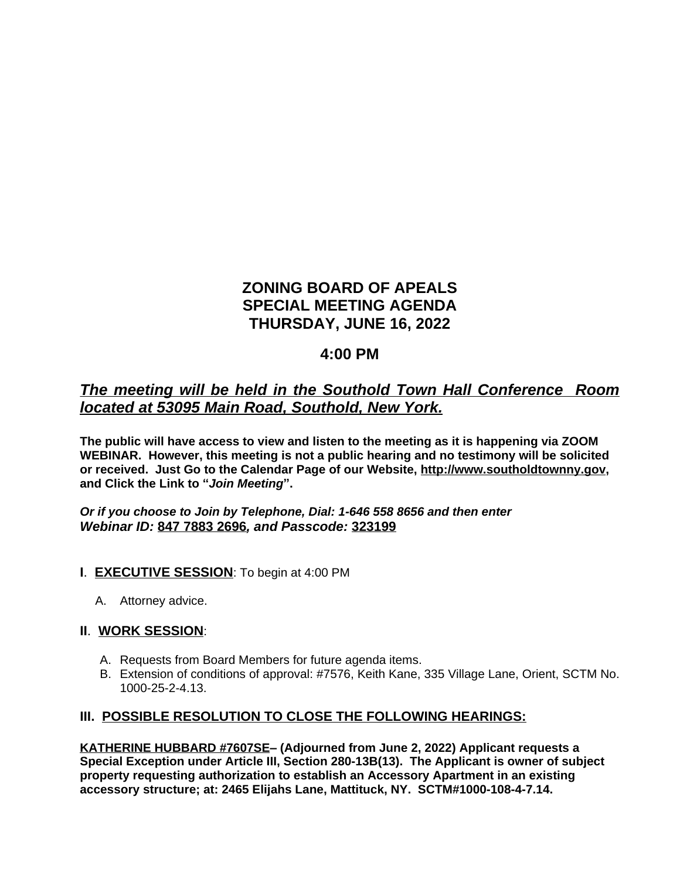# ZONING BOARD OF APEALS
# SPECIAL MEETING AGENDA
# THURSDAY, JUNE 16, 2022

## 4:00 PM

***The meeting will be held in the Southold Town Hall Conference Room located at 53095 Main Road, Southold, New York.***

**The public will have access to view and listen to the meeting as it is happening via ZOOM WEBINAR. However, this meeting is not a public hearing and no testimony will be solicited or received. Just Go to the Calendar Page of our Website, http://www.southoldtownny.gov, and Click the Link to "*Join Meeting*".**

***Or if you choose to Join by Telephone, Dial: 1-646 558 8656 and then enter Webinar ID: 847 7883 2696, and Passcode: 323199***

**I. EXECUTIVE SESSION**: To begin at 4:00 PM

A. Attorney advice.

**II. WORK SESSION**:

A. Requests from Board Members for future agenda items.
B. Extension of conditions of approval: #7576, Keith Kane, 335 Village Lane, Orient, SCTM No. 1000-25-2-4.13.

**III. POSSIBLE RESOLUTION TO CLOSE THE FOLLOWING HEARINGS:**

**KATHERINE HUBBARD #7607SE– (Adjourned from June 2, 2022) Applicant requests a Special Exception under Article III, Section 280-13B(13). The Applicant is owner of subject property requesting authorization to establish an Accessory Apartment in an existing accessory structure; at: 2465 Elijahs Lane, Mattituck, NY. SCTM#1000-108-4-7.14.**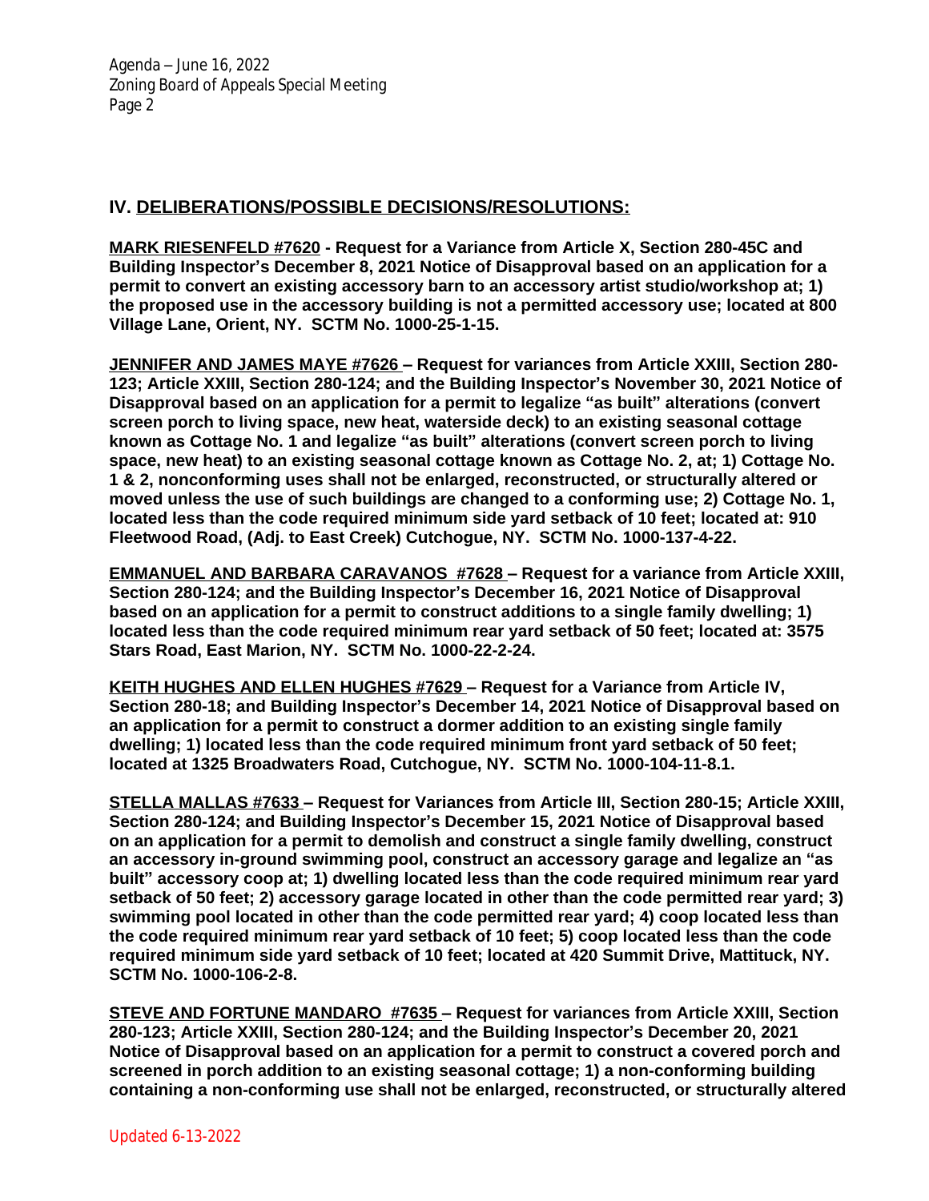## IV. DELIBERATIONS/POSSIBLE DECISIONS/RESOLUTIONS:

**MARK RIESENFELD #7620 - Request for a Variance from Article X, Section 280-45C and Building Inspector's December 8, 2021 Notice of Disapproval based on an application for a permit to convert an existing accessory barn to an accessory artist studio/workshop at; 1) the proposed use in the accessory building is not a permitted accessory use; located at 800 Village Lane, Orient, NY. SCTM No. 1000-25-1-15.**

**JENNIFER AND JAMES MAYE #7626 – Request for variances from Article XXIII, Section 280-123; Article XXIII, Section 280-124; and the Building Inspector's November 30, 2021 Notice of Disapproval based on an application for a permit to legalize "as built" alterations (convert screen porch to living space, new heat, waterside deck) to an existing seasonal cottage known as Cottage No. 1 and legalize "as built" alterations (convert screen porch to living space, new heat) to an existing seasonal cottage known as Cottage No. 2, at; 1) Cottage No. 1 & 2, nonconforming uses shall not be enlarged, reconstructed, or structurally altered or moved unless the use of such buildings are changed to a conforming use; 2) Cottage No. 1, located less than the code required minimum side yard setback of 10 feet; located at: 910 Fleetwood Road, (Adj. to East Creek) Cutchogue, NY. SCTM No. 1000-137-4-22.**

**EMMANUEL AND BARBARA CARAVANOS #7628 – Request for a variance from Article XXIII, Section 280-124; and the Building Inspector's December 16, 2021 Notice of Disapproval based on an application for a permit to construct additions to a single family dwelling; 1) located less than the code required minimum rear yard setback of 50 feet; located at: 3575 Stars Road, East Marion, NY. SCTM No. 1000-22-2-24.**

**KEITH HUGHES AND ELLEN HUGHES #7629 – Request for a Variance from Article IV, Section 280-18; and Building Inspector's December 14, 2021 Notice of Disapproval based on an application for a permit to construct a dormer addition to an existing single family dwelling; 1) located less than the code required minimum front yard setback of 50 feet; located at 1325 Broadwaters Road, Cutchogue, NY. SCTM No. 1000-104-11-8.1.**

**STELLA MALLAS #7633 – Request for Variances from Article III, Section 280-15; Article XXIII, Section 280-124; and Building Inspector's December 15, 2021 Notice of Disapproval based on an application for a permit to demolish and construct a single family dwelling, construct an accessory in-ground swimming pool, construct an accessory garage and legalize an "as built" accessory coop at; 1) dwelling located less than the code required minimum rear yard setback of 50 feet; 2) accessory garage located in other than the code permitted rear yard; 3) swimming pool located in other than the code permitted rear yard; 4) coop located less than the code required minimum rear yard setback of 10 feet; 5) coop located less than the code required minimum side yard setback of 10 feet; located at 420 Summit Drive, Mattituck, NY. SCTM No. 1000-106-2-8.**

**STEVE AND FORTUNE MANDARO #7635 – Request for variances from Article XXIII, Section 280-123; Article XXIII, Section 280-124; and the Building Inspector's December 20, 2021 Notice of Disapproval based on an application for a permit to construct a covered porch and screened in porch addition to an existing seasonal cottage; 1) a non-conforming building containing a non-conforming use shall not be enlarged, reconstructed, or structurally altered**

Updated 6-13-2022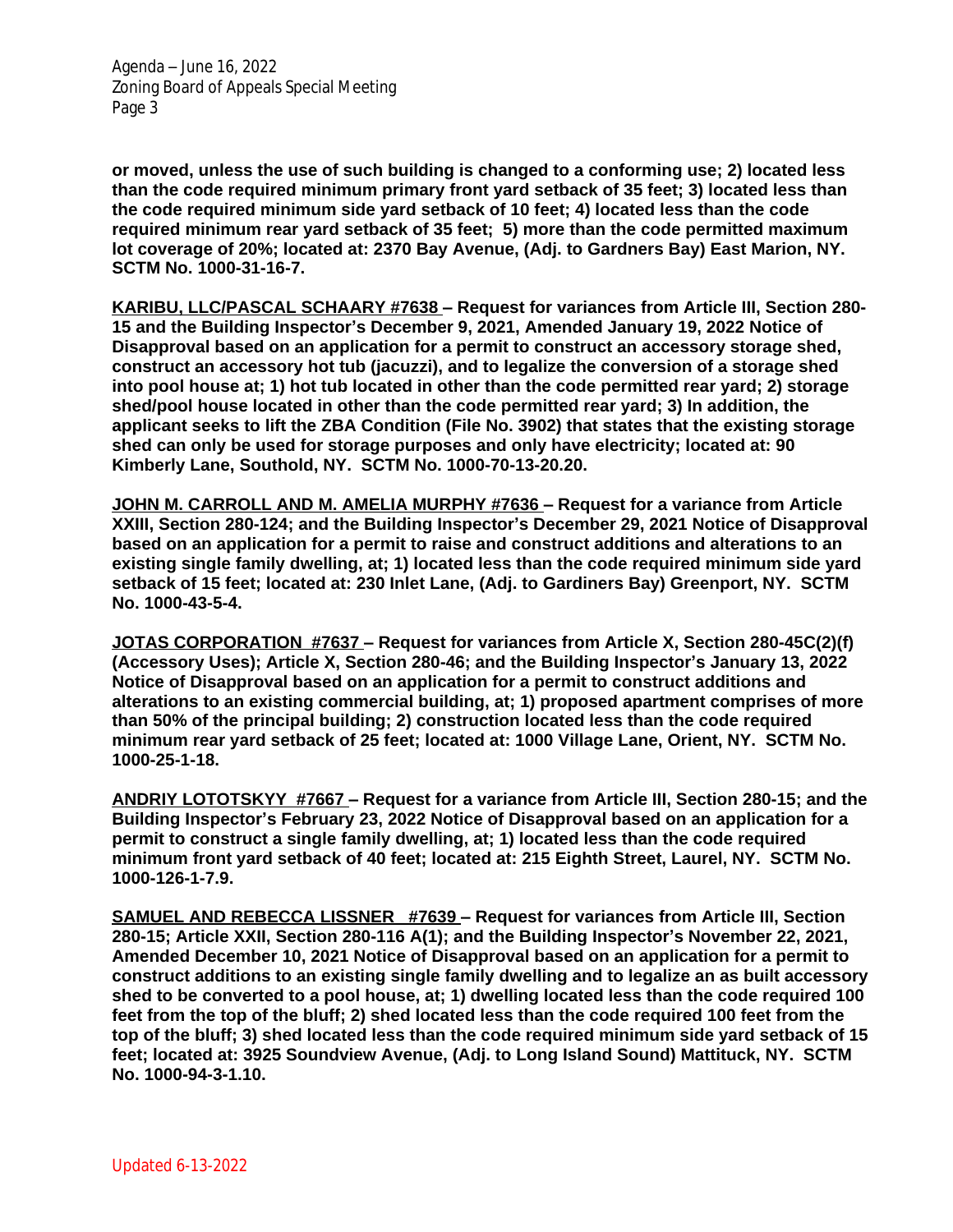**or moved, unless the use of such building is changed to a conforming use; 2) located less than the code required minimum primary front yard setback of 35 feet; 3) located less than the code required minimum side yard setback of 10 feet; 4) located less than the code required minimum rear yard setback of 35 feet; 5) more than the code permitted maximum lot coverage of 20%; located at: 2370 Bay Avenue, (Adj. to Gardners Bay) East Marion, NY. SCTM No. 1000-31-16-7.**

**KARIBU, LLC/PASCAL SCHAARY #7638 – Request for variances from Article III, Section 280-15 and the Building Inspector's December 9, 2021, Amended January 19, 2022 Notice of Disapproval based on an application for a permit to construct an accessory storage shed, construct an accessory hot tub (jacuzzi), and to legalize the conversion of a storage shed into pool house at; 1) hot tub located in other than the code permitted rear yard; 2) storage shed/pool house located in other than the code permitted rear yard; 3) In addition, the applicant seeks to lift the ZBA Condition (File No. 3902) that states that the existing storage shed can only be used for storage purposes and only have electricity; located at: 90 Kimberly Lane, Southold, NY. SCTM No. 1000-70-13-20.20.**

**JOHN M. CARROLL AND M. AMELIA MURPHY #7636 – Request for a variance from Article XXIII, Section 280-124; and the Building Inspector's December 29, 2021 Notice of Disapproval based on an application for a permit to raise and construct additions and alterations to an existing single family dwelling, at; 1) located less than the code required minimum side yard setback of 15 feet; located at: 230 Inlet Lane, (Adj. to Gardiners Bay) Greenport, NY. SCTM No. 1000-43-5-4.**

**JOTAS CORPORATION #7637 – Request for variances from Article X, Section 280-45C(2)(f) (Accessory Uses); Article X, Section 280-46; and the Building Inspector's January 13, 2022 Notice of Disapproval based on an application for a permit to construct additions and alterations to an existing commercial building, at; 1) proposed apartment comprises of more than 50% of the principal building; 2) construction located less than the code required minimum rear yard setback of 25 feet; located at: 1000 Village Lane, Orient, NY. SCTM No. 1000-25-1-18.**

**ANDRIY LOTOTSKYY #7667 – Request for a variance from Article III, Section 280-15; and the Building Inspector's February 23, 2022 Notice of Disapproval based on an application for a permit to construct a single family dwelling, at; 1) located less than the code required minimum front yard setback of 40 feet; located at: 215 Eighth Street, Laurel, NY. SCTM No. 1000-126-1-7.9.**

**SAMUEL AND REBECCA LISSNER #7639 – Request for variances from Article III, Section 280-15; Article XXII, Section 280-116 A(1); and the Building Inspector's November 22, 2021, Amended December 10, 2021 Notice of Disapproval based on an application for a permit to construct additions to an existing single family dwelling and to legalize an as built accessory shed to be converted to a pool house, at; 1) dwelling located less than the code required 100 feet from the top of the bluff; 2) shed located less than the code required 100 feet from the top of the bluff; 3) shed located less than the code required minimum side yard setback of 15 feet; located at: 3925 Soundview Avenue, (Adj. to Long Island Sound) Mattituck, NY. SCTM No. 1000-94-3-1.10.**

Updated 6-13-2022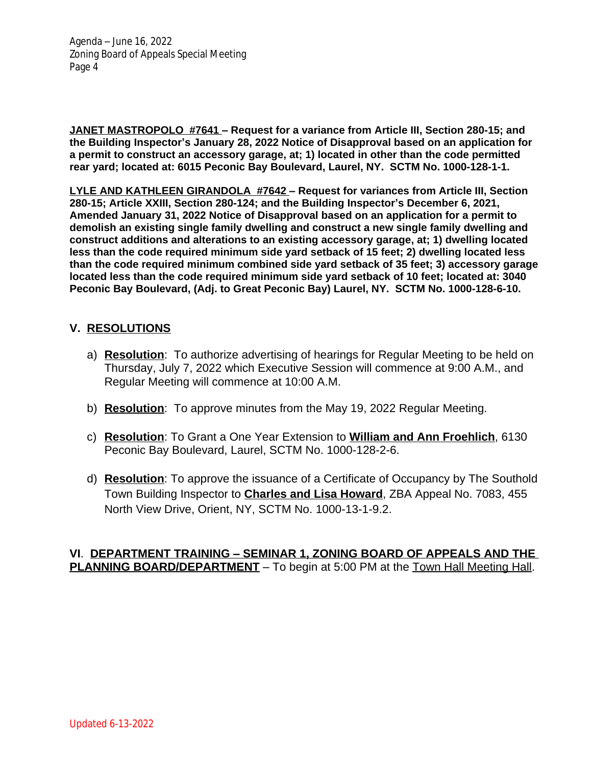**JANET MASTROPOLO #7641 – Request for a variance from Article III, Section 280-15; and the Building Inspector's January 28, 2022 Notice of Disapproval based on an application for a permit to construct an accessory garage, at; 1) located in other than the code permitted rear yard; located at: 6015 Peconic Bay Boulevard, Laurel, NY. SCTM No. 1000-128-1-1.**

**LYLE AND KATHLEEN GIRANDOLA #7642 – Request for variances from Article III, Section 280-15; Article XXIII, Section 280-124; and the Building Inspector's December 6, 2021, Amended January 31, 2022 Notice of Disapproval based on an application for a permit to demolish an existing single family dwelling and construct a new single family dwelling and construct additions and alterations to an existing accessory garage, at; 1) dwelling located less than the code required minimum side yard setback of 15 feet; 2) dwelling located less than the code required minimum combined side yard setback of 35 feet; 3) accessory garage located less than the code required minimum side yard setback of 10 feet; located at: 3040 Peconic Bay Boulevard, (Adj. to Great Peconic Bay) Laurel, NY. SCTM No. 1000-128-6-10.**

## V. RESOLUTIONS

a) **Resolution**: To authorize advertising of hearings for Regular Meeting to be held on Thursday, July 7, 2022 which Executive Session will commence at 9:00 A.M., and Regular Meeting will commence at 10:00 A.M.

b) **Resolution**: To approve minutes from the May 19, 2022 Regular Meeting.

c) **Resolution**: To Grant a One Year Extension to **William and Ann Froehlich**, 6130 Peconic Bay Boulevard, Laurel, SCTM No. 1000-128-2-6.

d) **Resolution**: To approve the issuance of a Certificate of Occupancy by The Southold Town Building Inspector to **Charles and Lisa Howard**, ZBA Appeal No. 7083, 455 North View Drive, Orient, NY, SCTM No. 1000-13-1-9.2.

## VI. DEPARTMENT TRAINING – SEMINAR 1, ZONING BOARD OF APPEALS AND THE PLANNING BOARD/DEPARTMENT – To begin at 5:00 PM at the Town Hall Meeting Hall.